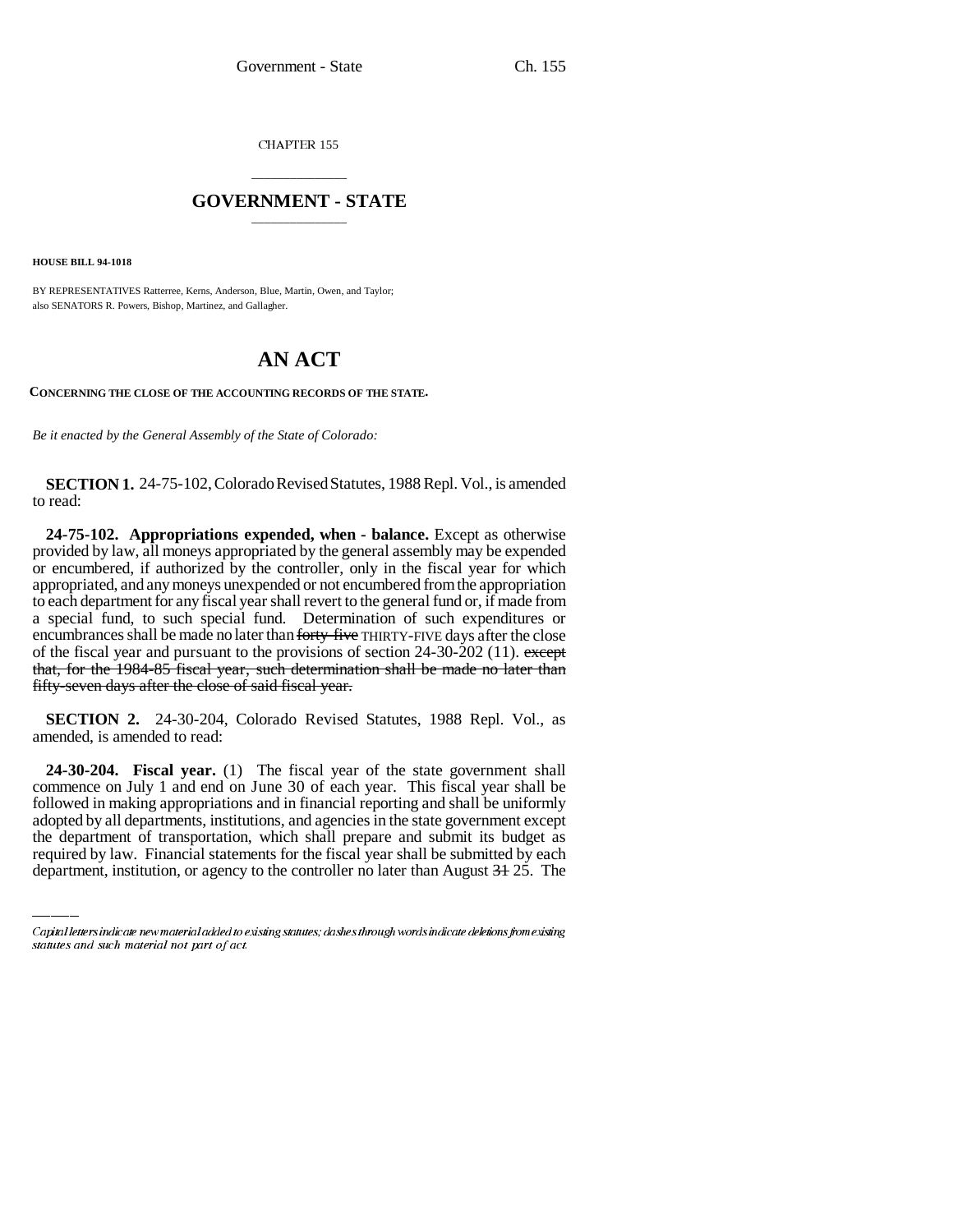CHAPTER 155

# GOVERNMENT - STATE

**HOUSE BILL 94-1018**

BY REPRESENTATIVES Ratterree, Kerns, Anderson, Blue, Martin, Owen, and Taylor;
also SENATORS R. Powers, Bishop, Martinez, and Gallagher.

# AN ACT

**CONCERNING THE CLOSE OF THE ACCOUNTING RECORDS OF THE STATE.**

*Be it enacted by the General Assembly of the State of Colorado:*

**SECTION 1.** 24-75-102, Colorado Revised Statutes, 1988 Repl. Vol., is amended to read:

**24-75-102. Appropriations expended, when - balance.** Except as otherwise provided by law, all moneys appropriated by the general assembly may be expended or encumbered, if authorized by the controller, only in the fiscal year for which appropriated, and any moneys unexpended or not encumbered from the appropriation to each department for any fiscal year shall revert to the general fund or, if made from a special fund, to such special fund. Determination of such expenditures or encumbrances shall be made no later than ~~forty-five~~ THIRTY-FIVE days after the close of the fiscal year and pursuant to the provisions of section 24-30-202 (11). ~~except that, for the 1984-85 fiscal year, such determination shall be made no later than fifty-seven days after the close of said fiscal year.~~

**SECTION 2.** 24-30-204, Colorado Revised Statutes, 1988 Repl. Vol., as amended, is amended to read:

**24-30-204. Fiscal year.** (1) The fiscal year of the state government shall commence on July 1 and end on June 30 of each year. This fiscal year shall be followed in making appropriations and in financial reporting and shall be uniformly adopted by all departments, institutions, and agencies in the state government except the department of transportation, which shall prepare and submit its budget as required by law. Financial statements for the fiscal year shall be submitted by each department, institution, or agency to the controller no later than August ~~31~~ 25. The

Capital letters indicate new material added to existing statutes; dashes through words indicate deletions from existing statutes and such material not part of act.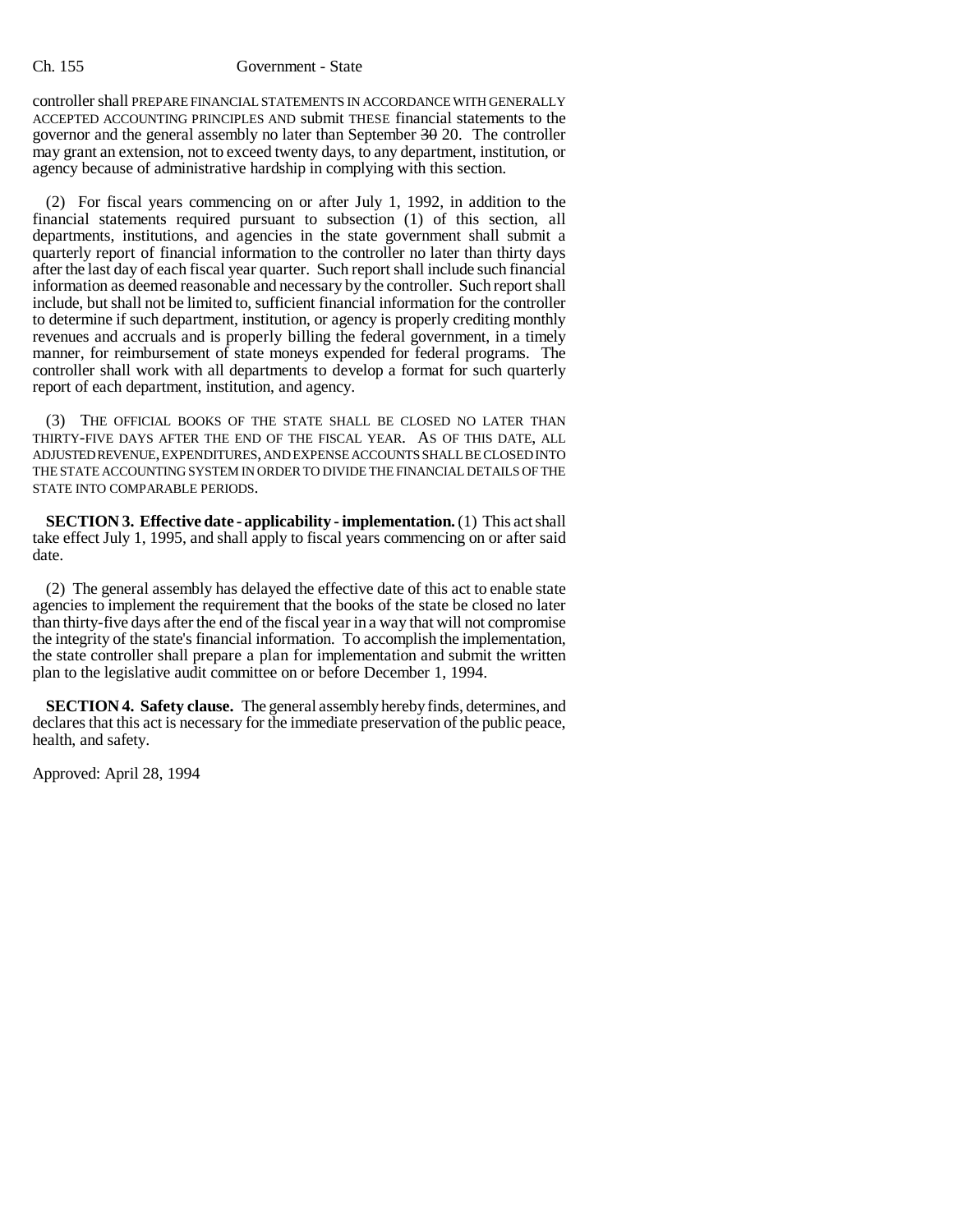controller shall PREPARE FINANCIAL STATEMENTS IN ACCORDANCE WITH GENERALLY ACCEPTED ACCOUNTING PRINCIPLES AND submit THESE financial statements to the governor and the general assembly no later than September ~~30~~ 20. The controller may grant an extension, not to exceed twenty days, to any department, institution, or agency because of administrative hardship in complying with this section.

(2) For fiscal years commencing on or after July 1, 1992, in addition to the financial statements required pursuant to subsection (1) of this section, all departments, institutions, and agencies in the state government shall submit a quarterly report of financial information to the controller no later than thirty days after the last day of each fiscal year quarter. Such report shall include such financial information as deemed reasonable and necessary by the controller. Such report shall include, but shall not be limited to, sufficient financial information for the controller to determine if such department, institution, or agency is properly crediting monthly revenues and accruals and is properly billing the federal government, in a timely manner, for reimbursement of state moneys expended for federal programs. The controller shall work with all departments to develop a format for such quarterly report of each department, institution, and agency.

(3) THE OFFICIAL BOOKS OF THE STATE SHALL BE CLOSED NO LATER THAN THIRTY-FIVE DAYS AFTER THE END OF THE FISCAL YEAR. AS OF THIS DATE, ALL ADJUSTED REVENUE, EXPENDITURES, AND EXPENSE ACCOUNTS SHALL BE CLOSED INTO THE STATE ACCOUNTING SYSTEM IN ORDER TO DIVIDE THE FINANCIAL DETAILS OF THE STATE INTO COMPARABLE PERIODS.

**SECTION 3. Effective date - applicability - implementation.** (1) This act shall take effect July 1, 1995, and shall apply to fiscal years commencing on or after said date.

(2) The general assembly has delayed the effective date of this act to enable state agencies to implement the requirement that the books of the state be closed no later than thirty-five days after the end of the fiscal year in a way that will not compromise the integrity of the state's financial information. To accomplish the implementation, the state controller shall prepare a plan for implementation and submit the written plan to the legislative audit committee on or before December 1, 1994.

**SECTION 4. Safety clause.** The general assembly hereby finds, determines, and declares that this act is necessary for the immediate preservation of the public peace, health, and safety.

Approved: April 28, 1994